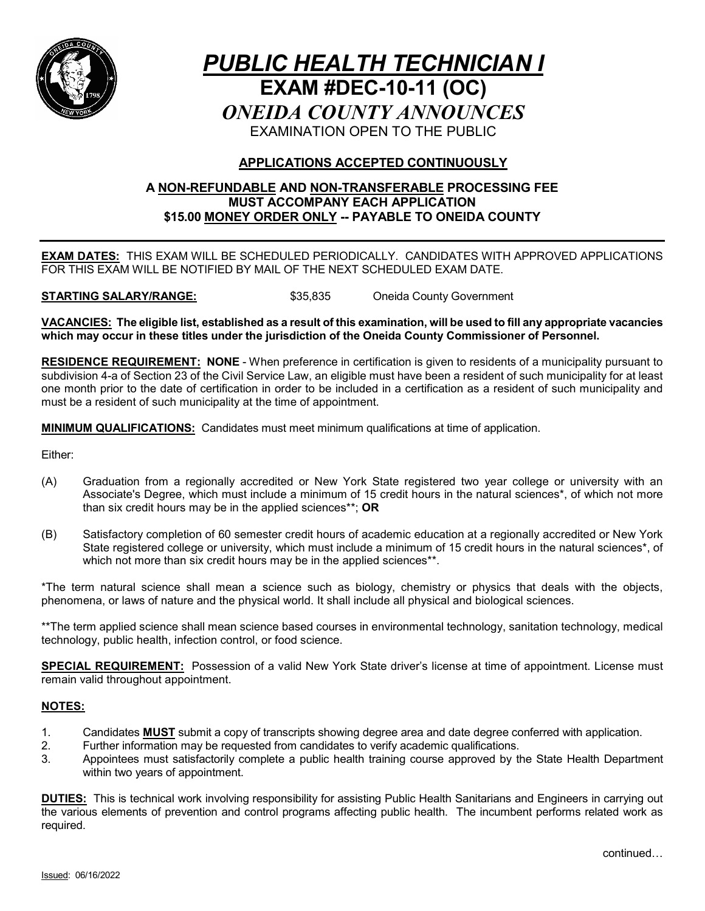# *PUBLIC HEALTH TECHNICIAN I*

## EXAM #DEC-10-11 (OC)

## *ONEIDA COUNTY ANNOUNCES*

EXAMINATION OPEN TO THE PUBLIC

**APPLICATIONS ACCEPTED CONTINUOUSLY**

**A NON-REFUNDABLE AND NON-TRANSFERABLE PROCESSING FEE MUST ACCOMPANY EACH APPLICATION $15.00 MONEY ORDER ONLY -- PAYABLE TO ONEIDA COUNTY**

---

**EXAM DATES:** THIS EXAM WILL BE SCHEDULED PERIODICALLY. CANDIDATES WITH APPROVED APPLICATIONS FOR THIS EXAM WILL BE NOTIFIED BY MAIL OF THE NEXT SCHEDULED EXAM DATE.

**STARTING SALARY/RANGE:** $35,835 Oneida County Government

**VACANCIES: The eligible list, established as a result of this examination, will be used to fill any appropriate vacancies which may occur in these titles under the jurisdiction of the Oneida County Commissioner of Personnel.**

**RESIDENCE REQUIREMENT: NONE** - When preference in certification is given to residents of a municipality pursuant to subdivision 4-a of Section 23 of the Civil Service Law, an eligible must have been a resident of such municipality for at least one month prior to the date of certification in order to be included in a certification as a resident of such municipality and must be a resident of such municipality at the time of appointment.

**MINIMUM QUALIFICATIONS:** Candidates must meet minimum qualifications at time of application.

Either:

(A) Graduation from a regionally accredited or New York State registered two year college or university with an Associate's Degree, which must include a minimum of 15 credit hours in the natural sciences*, of which not more than six credit hours may be in the applied sciences**; **OR**

(B) Satisfactory completion of 60 semester credit hours of academic education at a regionally accredited or New York State registered college or university, which must include a minimum of 15 credit hours in the natural sciences*, of which not more than six credit hours may be in the applied sciences**.

*The term natural science shall mean a science such as biology, chemistry or physics that deals with the objects, phenomena, or laws of nature and the physical world. It shall include all physical and biological sciences.

**The term applied science shall mean science based courses in environmental technology, sanitation technology, medical technology, public health, infection control, or food science.

**SPECIAL REQUIREMENT:** Possession of a valid New York State driver's license at time of appointment. License must remain valid throughout appointment.

**NOTES:**

1. Candidates **MUST** submit a copy of transcripts showing degree area and date degree conferred with application.
2. Further information may be requested from candidates to verify academic qualifications.
3. Appointees must satisfactorily complete a public health training course approved by the State Health Department within two years of appointment.

**DUTIES:** This is technical work involving responsibility for assisting Public Health Sanitarians and Engineers in carrying out the various elements of prevention and control programs affecting public health. The incumbent performs related work as required.

continued…

Issued: 06/16/2022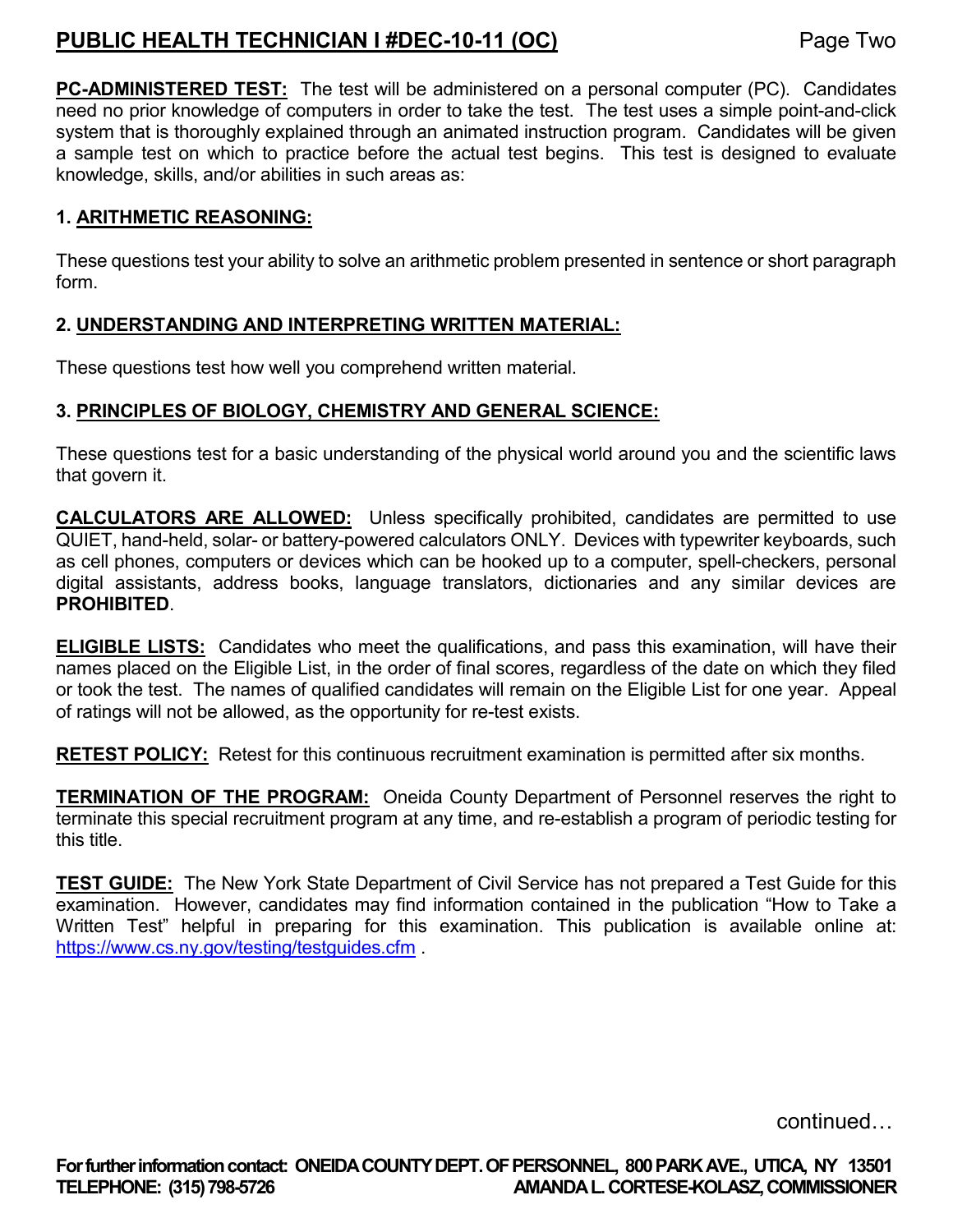**PC-ADMINISTERED TEST:** The test will be administered on a personal computer (PC). Candidates need no prior knowledge of computers in order to take the test. The test uses a simple point-and-click system that is thoroughly explained through an animated instruction program. Candidates will be given a sample test on which to practice before the actual test begins. This test is designed to evaluate knowledge, skills, and/or abilities in such areas as:

**1. ARITHMETIC REASONING:**

These questions test your ability to solve an arithmetic problem presented in sentence or short paragraph form.

**2. UNDERSTANDING AND INTERPRETING WRITTEN MATERIAL:**

These questions test how well you comprehend written material.

**3. PRINCIPLES OF BIOLOGY, CHEMISTRY AND GENERAL SCIENCE:**

These questions test for a basic understanding of the physical world around you and the scientific laws that govern it.

**CALCULATORS ARE ALLOWED:** Unless specifically prohibited, candidates are permitted to use QUIET, hand-held, solar- or battery-powered calculators ONLY. Devices with typewriter keyboards, such as cell phones, computers or devices which can be hooked up to a computer, spell-checkers, personal digital assistants, address books, language translators, dictionaries and any similar devices are **PROHIBITED**.

**ELIGIBLE LISTS:** Candidates who meet the qualifications, and pass this examination, will have their names placed on the Eligible List, in the order of final scores, regardless of the date on which they filed or took the test. The names of qualified candidates will remain on the Eligible List for one year. Appeal of ratings will not be allowed, as the opportunity for re-test exists.

**RETEST POLICY:** Retest for this continuous recruitment examination is permitted after six months.

**TERMINATION OF THE PROGRAM:** Oneida County Department of Personnel reserves the right to terminate this special recruitment program at any time, and re-establish a program of periodic testing for this title.

**TEST GUIDE:** The New York State Department of Civil Service has not prepared a Test Guide for this examination. However, candidates may find information contained in the publication "How to Take a Written Test" helpful in preparing for this examination. This publication is available online at: https://www.cs.ny.gov/testing/testguides.cfm .

continued…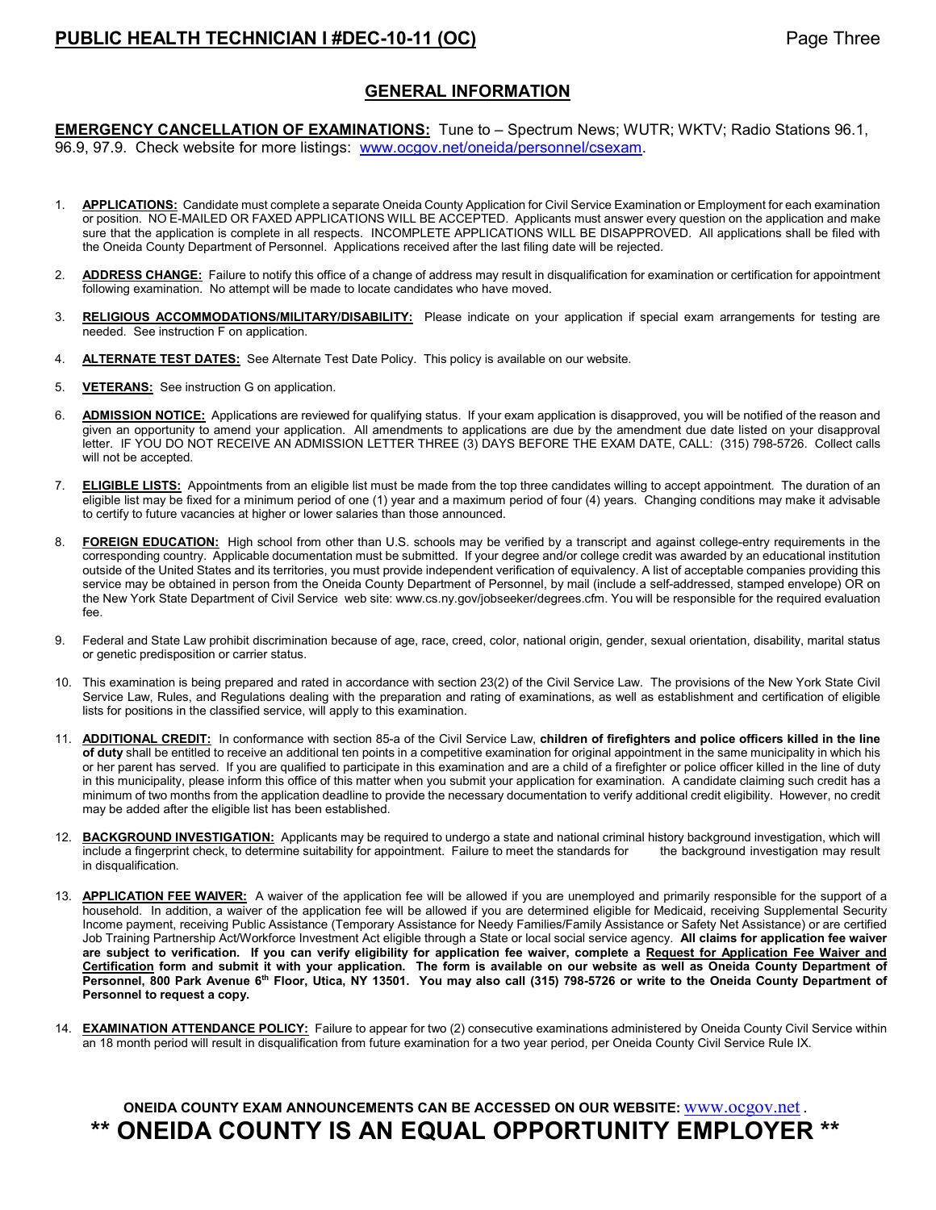## GENERAL INFORMATION

**EMERGENCY CANCELLATION OF EXAMINATIONS:** Tune to – Spectrum News; WUTR; WKTV; Radio Stations 96.1, 96.9, 97.9. Check website for more listings: www.ocgov.net/oneida/personnel/csexam.

1. **APPLICATIONS:** Candidate must complete a separate Oneida County Application for Civil Service Examination or Employment for each examination or position. NO E-MAILED OR FAXED APPLICATIONS WILL BE ACCEPTED. Applicants must answer every question on the application and make sure that the application is complete in all respects. INCOMPLETE APPLICATIONS WILL BE DISAPPROVED. All applications shall be filed with the Oneida County Department of Personnel. Applications received after the last filing date will be rejected.

2. **ADDRESS CHANGE:** Failure to notify this office of a change of address may result in disqualification for examination or certification for appointment following examination. No attempt will be made to locate candidates who have moved.

3. **RELIGIOUS ACCOMMODATIONS/MILITARY/DISABILITY:** Please indicate on your application if special exam arrangements for testing are needed. See instruction F on application.

4. **ALTERNATE TEST DATES:** See Alternate Test Date Policy. This policy is available on our website.

5. **VETERANS:** See instruction G on application.

6. **ADMISSION NOTICE:** Applications are reviewed for qualifying status. If your exam application is disapproved, you will be notified of the reason and given an opportunity to amend your application. All amendments to applications are due by the amendment due date listed on your disapproval letter. IF YOU DO NOT RECEIVE AN ADMISSION LETTER THREE (3) DAYS BEFORE THE EXAM DATE, CALL: (315) 798-5726. Collect calls will not be accepted.

7. **ELIGIBLE LISTS:** Appointments from an eligible list must be made from the top three candidates willing to accept appointment. The duration of an eligible list may be fixed for a minimum period of one (1) year and a maximum period of four (4) years. Changing conditions may make it advisable to certify to future vacancies at higher or lower salaries than those announced.

8. **FOREIGN EDUCATION:** High school from other than U.S. schools may be verified by a transcript and against college-entry requirements in the corresponding country. Applicable documentation must be submitted. If your degree and/or college credit was awarded by an educational institution outside of the United States and its territories, you must provide independent verification of equivalency. A list of acceptable companies providing this service may be obtained in person from the Oneida County Department of Personnel, by mail (include a self-addressed, stamped envelope) OR on the New York State Department of Civil Service web site: www.cs.ny.gov/jobseeker/degrees.cfm. You will be responsible for the required evaluation fee.

9. Federal and State Law prohibit discrimination because of age, race, creed, color, national origin, gender, sexual orientation, disability, marital status or genetic predisposition or carrier status.

10. This examination is being prepared and rated in accordance with section 23(2) of the Civil Service Law. The provisions of the New York State Civil Service Law, Rules, and Regulations dealing with the preparation and rating of examinations, as well as establishment and certification of eligible lists for positions in the classified service, will apply to this examination.

11. **ADDITIONAL CREDIT:** In conformance with section 85-a of the Civil Service Law, **children of firefighters and police officers killed in the line of duty** shall be entitled to receive an additional ten points in a competitive examination for original appointment in the same municipality in which his or her parent has served. If you are qualified to participate in this examination and are a child of a firefighter or police officer killed in the line of duty in this municipality, please inform this office of this matter when you submit your application for examination. A candidate claiming such credit has a minimum of two months from the application deadline to provide the necessary documentation to verify additional credit eligibility. However, no credit may be added after the eligible list has been established.

12. **BACKGROUND INVESTIGATION:** Applicants may be required to undergo a state and national criminal history background investigation, which will include a fingerprint check, to determine suitability for appointment. Failure to meet the standards for the background investigation may result in disqualification.

13. **APPLICATION FEE WAIVER:** A waiver of the application fee will be allowed if you are unemployed and primarily responsible for the support of a household. In addition, a waiver of the application fee will be allowed if you are determined eligible for Medicaid, receiving Supplemental Security Income payment, receiving Public Assistance (Temporary Assistance for Needy Families/Family Assistance or Safety Net Assistance) or are certified Job Training Partnership Act/Workforce Investment Act eligible through a State or local social service agency. **All claims for application fee waiver are subject to verification. If you can verify eligibility for application fee waiver, complete a Request for Application Fee Waiver and Certification form and submit it with your application. The form is available on our website as well as Oneida County Department of Personnel, 800 Park Avenue 6th Floor, Utica, NY 13501. You may also call (315) 798-5726 or write to the Oneida County Department of Personnel to request a copy.**

14. **EXAMINATION ATTENDANCE POLICY:** Failure to appear for two (2) consecutive examinations administered by Oneida County Civil Service within an 18 month period will result in disqualification from future examination for a two year period, per Oneida County Civil Service Rule IX.

**ONEIDA COUNTY EXAM ANNOUNCEMENTS CAN BE ACCESSED ON OUR WEBSITE:** www.ocgov.net.

## ** ONEIDA COUNTY IS AN EQUAL OPPORTUNITY EMPLOYER **